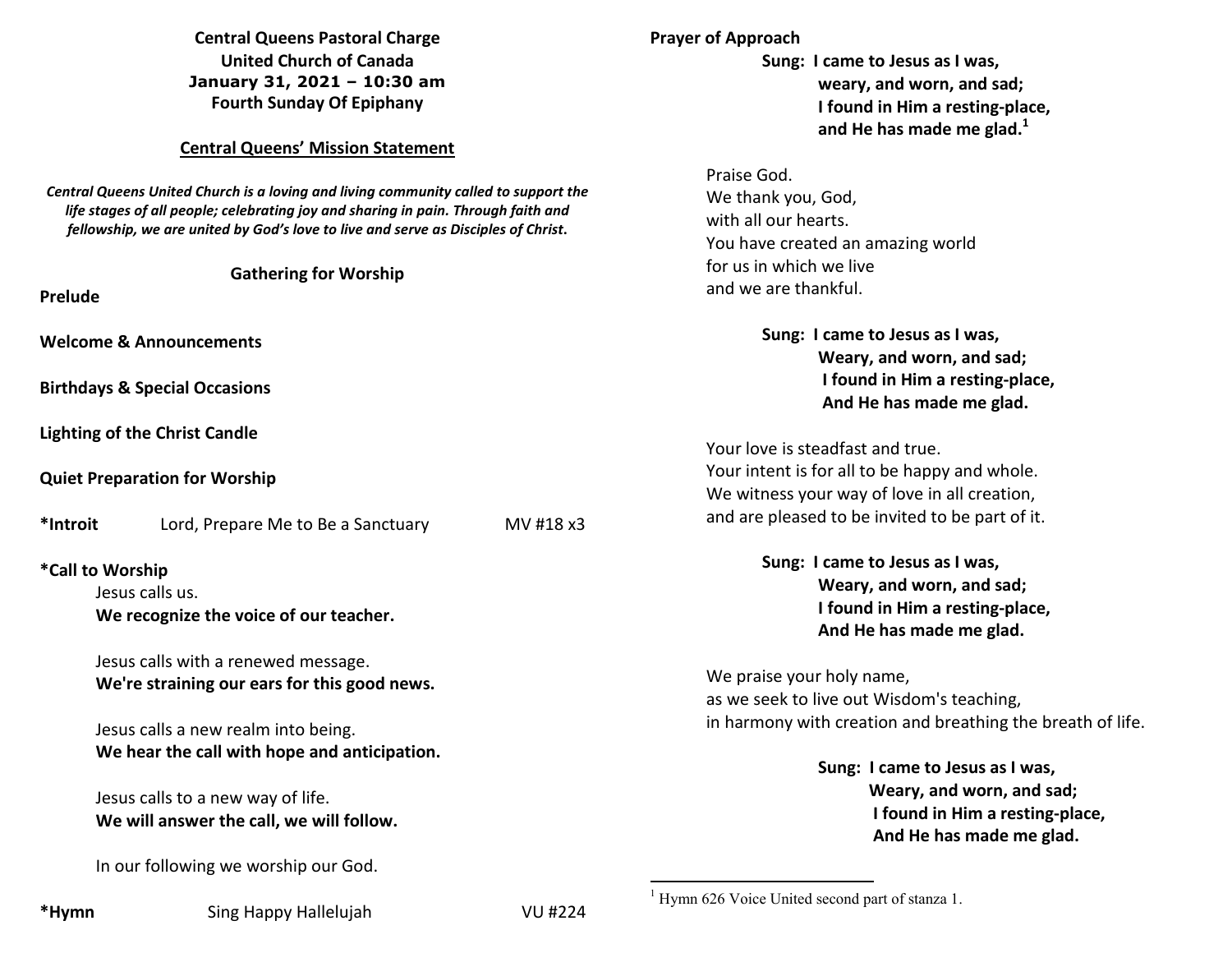**Central Queens Pastoral Charge**
**United Church of Canada**
**January 31, 2021 – 10:30 am**
**Fourth Sunday Of Epiphany**

**Central Queens' Mission Statement**

***Central Queens United Church is a loving and living community called to support the life stages of all people; celebrating joy and sharing in pain. Through faith and fellowship, we are united by God's love to live and serve as Disciples of Christ.***

## Gathering for Worship

**Prelude**

**Welcome & Announcements**

**Birthdays & Special Occasions**

**Lighting of the Christ Candle**

**Quiet Preparation for Worship**

**\*Introit** Lord, Prepare Me to Be a Sanctuary MV #18 x3

**\*Call to Worship**

Jesus calls us.
**We recognize the voice of our teacher.**

Jesus calls with a renewed message.
**We're straining our ears for this good news.**

Jesus calls a new realm into being.
**We hear the call with hope and anticipation.**

Jesus calls to a new way of life.
**We will answer the call, we will follow.**

In our following we worship our God.

**\*Hymn** Sing Happy Hallelujah VU #224

**Prayer of Approach**

**Sung: I came to Jesus as I was,**
**weary, and worn, and sad;**
**I found in Him a resting-place,**
**and He has made me glad.[1]**

Praise God.
We thank you, God,
with all our hearts.
You have created an amazing world
for us in which we live
and we are thankful.

**Sung: I came to Jesus as I was,**
**Weary, and worn, and sad;**
**I found in Him a resting-place,**
**And He has made me glad.**

Your love is steadfast and true.
Your intent is for all to be happy and whole.
We witness your way of love in all creation,
and are pleased to be invited to be part of it.

**Sung: I came to Jesus as I was,**
**Weary, and worn, and sad;**
**I found in Him a resting-place,**
**And He has made me glad.**

We praise your holy name,
as we seek to live out Wisdom's teaching,
in harmony with creation and breathing the breath of life.

**Sung: I came to Jesus as I was,**
**Weary, and worn, and sad;**
**I found in Him a resting-place,**
**And He has made me glad.**

---

[1] Hymn 626 Voice United second part of stanza 1.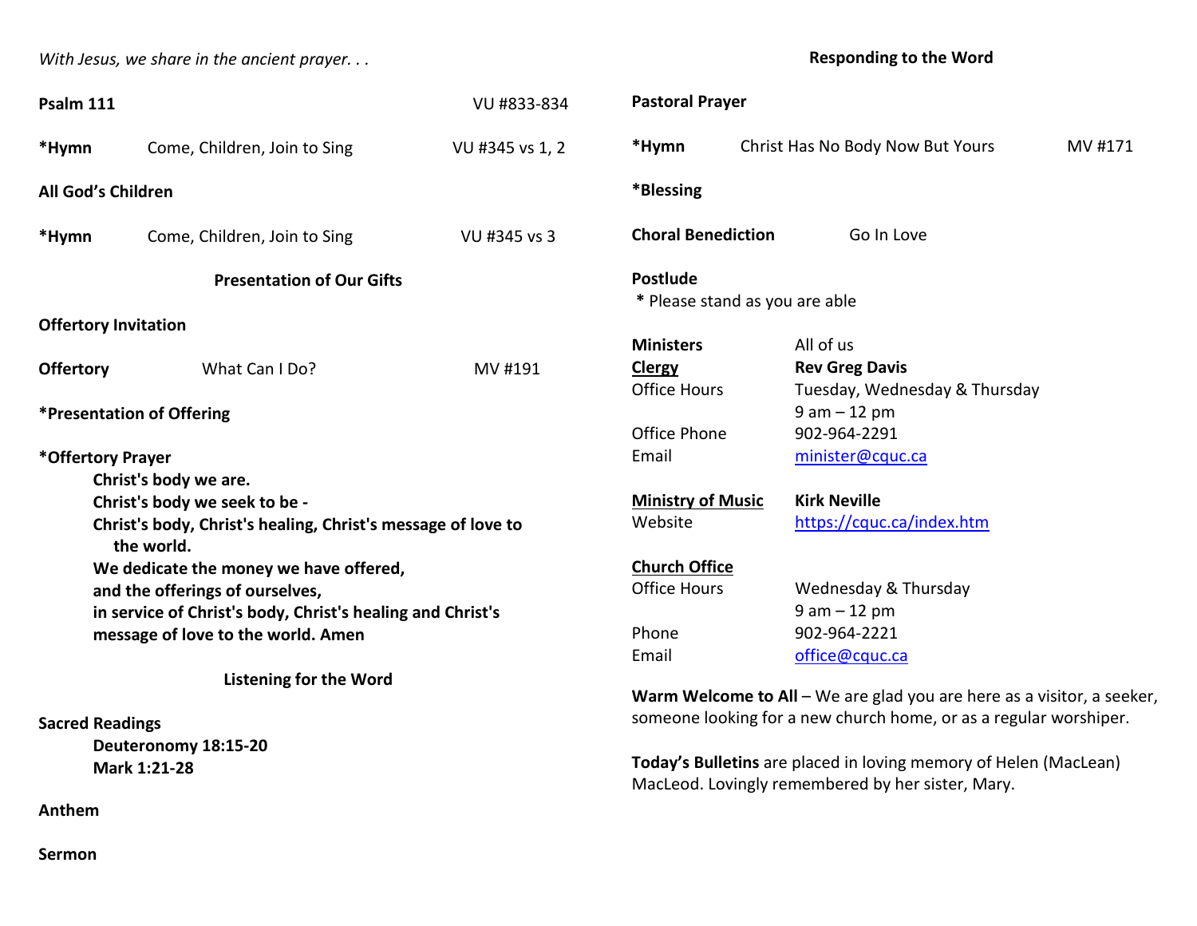*With Jesus, we share in the ancient prayer. . .*

**Psalm 111** VU #833-834

**\*Hymn** Come, Children, Join to Sing VU #345 vs 1, 2

**All God's Children**

**\*Hymn** Come, Children, Join to Sing VU #345 vs 3

**Presentation of Our Gifts**

**Offertory Invitation**

**Offertory** What Can I Do? MV #191

**\*Presentation of Offering**

**\*Offertory Prayer**

**Christ's body we are.**
**Christ's body we seek to be -**
**Christ's body, Christ's healing, Christ's message of love to the world.**
**We dedicate the money we have offered,**
**and the offerings of ourselves,**
**in service of Christ's body, Christ's healing and Christ's message of love to the world. Amen**

**Listening for the Word**

**Sacred Readings**

**Deuteronomy 18:15-20**
**Mark 1:21-28**

**Anthem**

**Sermon**

**Responding to the Word**

**Pastoral Prayer**

**\*Hymn** Christ Has No Body Now But Yours MV #171

**\*Blessing**

**Choral Benediction** Go In Love

**Postlude**

**\*** Please stand as you are able

| | |
|---|---|
| **Ministers** | All of us |
| **Clergy** | **Rev Greg Davis** |
| Office Hours | Tuesday, Wednesday & Thursday 9 am – 12 pm |
| Office Phone | 902-964-2291 |
| Email | minister@cquc.ca |
| | |
| **Ministry of Music** | **Kirk Neville** |
| Website | https://cquc.ca/index.htm |
| | |
| **Church Office** | |
| Office Hours | Wednesday & Thursday 9 am – 12 pm |
| Phone | 902-964-2221 |
| Email | office@cquc.ca |

**Warm Welcome to All** – We are glad you are here as a visitor, a seeker, someone looking for a new church home, or as a regular worshiper.

**Today's Bulletins** are placed in loving memory of Helen (MacLean) MacLeod. Lovingly remembered by her sister, Mary.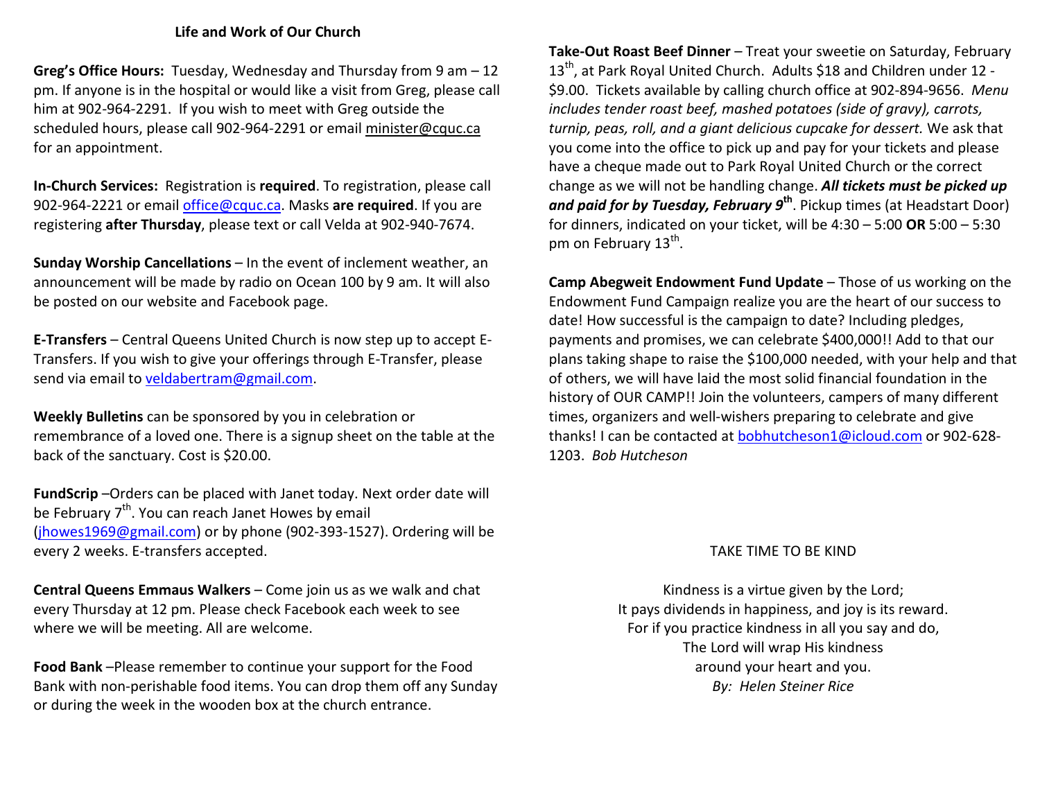## Life and Work of Our Church

**Greg's Office Hours:** Tuesday, Wednesday and Thursday from 9 am – 12 pm. If anyone is in the hospital or would like a visit from Greg, please call him at 902-964-2291. If you wish to meet with Greg outside the scheduled hours, please call 902-964-2291 or email minister@cquc.ca for an appointment.

**In-Church Services:** Registration is **required**. To registration, please call 902-964-2221 or email office@cquc.ca. Masks **are required**. If you are registering **after Thursday**, please text or call Velda at 902-940-7674.

**Sunday Worship Cancellations** – In the event of inclement weather, an announcement will be made by radio on Ocean 100 by 9 am. It will also be posted on our website and Facebook page.

**E-Transfers** – Central Queens United Church is now step up to accept E-Transfers. If you wish to give your offerings through E-Transfer, please send via email to veldabertram@gmail.com.

**Weekly Bulletins** can be sponsored by you in celebration or remembrance of a loved one. There is a signup sheet on the table at the back of the sanctuary. Cost is $20.00.

**FundScrip** –Orders can be placed with Janet today. Next order date will be February 7th. You can reach Janet Howes by email (jhowes1969@gmail.com) or by phone (902-393-1527). Ordering will be every 2 weeks. E-transfers accepted.

**Central Queens Emmaus Walkers** – Come join us as we walk and chat every Thursday at 12 pm. Please check Facebook each week to see where we will be meeting. All are welcome.

**Food Bank** –Please remember to continue your support for the Food Bank with non-perishable food items. You can drop them off any Sunday or during the week in the wooden box at the church entrance.

**Take-Out Roast Beef Dinner** – Treat your sweetie on Saturday, February 13th, at Park Royal United Church. Adults $18 and Children under 12 - $9.00. Tickets available by calling church office at 902-894-9656. *Menu includes tender roast beef, mashed potatoes (side of gravy), carrots, turnip, peas, roll, and a giant delicious cupcake for dessert.* We ask that you come into the office to pick up and pay for your tickets and please have a cheque made out to Park Royal United Church or the correct change as we will not be handling change. ***All tickets must be picked up and paid for by Tuesday, February 9th***. Pickup times (at Headstart Door) for dinners, indicated on your ticket, will be 4:30 – 5:00 **OR** 5:00 – 5:30 pm on February 13th.

**Camp Abegweit Endowment Fund Update** – Those of us working on the Endowment Fund Campaign realize you are the heart of our success to date! How successful is the campaign to date? Including pledges, payments and promises, we can celebrate $400,000!! Add to that our plans taking shape to raise the $100,000 needed, with your help and that of others, we will have laid the most solid financial foundation in the history of OUR CAMP!! Join the volunteers, campers of many different times, organizers and well-wishers preparing to celebrate and give thanks! I can be contacted at bobhutcheson1@icloud.com or 902-628-1203. *Bob Hutcheson*

TAKE TIME TO BE KIND

Kindness is a virtue given by the Lord;
It pays dividends in happiness, and joy is its reward.
For if you practice kindness in all you say and do,
The Lord will wrap His kindness
around your heart and you.
*By: Helen Steiner Rice*